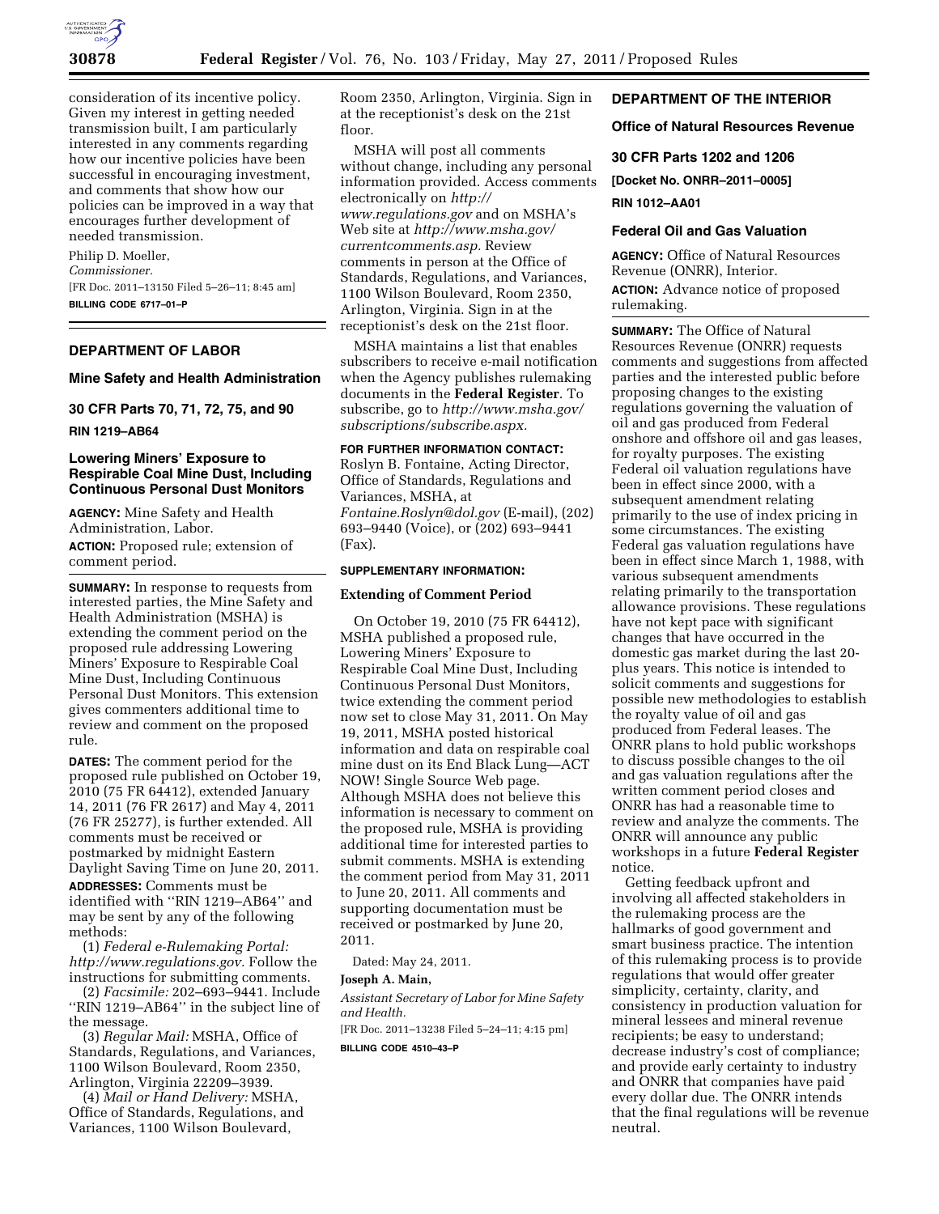consideration of its incentive policy. Given my interest in getting needed transmission built, I am particularly interested in any comments regarding how our incentive policies have been successful in encouraging investment, and comments that show how our policies can be improved in a way that encourages further development of needed transmission.

Philip D. Moeller,

*Commissioner.*

[FR Doc. 2011–13150 Filed 5–26–11; 8:45 am]

**BILLING CODE 6717–01–P**

## DEPARTMENT OF LABOR

### Mine Safety and Health Administration

### 30 CFR Parts 70, 71, 72, 75, and 90

**RIN 1219–AB64**

### Lowering Miners' Exposure to Respirable Coal Mine Dust, Including Continuous Personal Dust Monitors

**AGENCY:** Mine Safety and Health Administration, Labor.

**ACTION:** Proposed rule; extension of comment period.

**SUMMARY:** In response to requests from interested parties, the Mine Safety and Health Administration (MSHA) is extending the comment period on the proposed rule addressing Lowering Miners' Exposure to Respirable Coal Mine Dust, Including Continuous Personal Dust Monitors. This extension gives commenters additional time to review and comment on the proposed rule.

**DATES:** The comment period for the proposed rule published on October 19, 2010 (75 FR 64412), extended January 14, 2011 (76 FR 2617) and May 4, 2011 (76 FR 25277), is further extended. All comments must be received or postmarked by midnight Eastern Daylight Saving Time on June 20, 2011.

**ADDRESSES:** Comments must be identified with ''RIN 1219–AB64'' and may be sent by any of the following methods:

(1) *Federal e-Rulemaking Portal: http://www.regulations.gov.* Follow the instructions for submitting comments.

(2) *Facsimile:* 202–693–9441. Include ''RIN 1219–AB64'' in the subject line of the message.

(3) *Regular Mail:* MSHA, Office of Standards, Regulations, and Variances, 1100 Wilson Boulevard, Room 2350, Arlington, Virginia 22209–3939.

(4) *Mail or Hand Delivery:* MSHA, Office of Standards, Regulations, and Variances, 1100 Wilson Boulevard, Room 2350, Arlington, Virginia. Sign in at the receptionist's desk on the 21st floor.

MSHA will post all comments without change, including any personal information provided. Access comments electronically on *http://www.regulations.gov* and on MSHA's Web site at *http://www.msha.gov/currentcomments.asp.* Review comments in person at the Office of Standards, Regulations, and Variances, 1100 Wilson Boulevard, Room 2350, Arlington, Virginia. Sign in at the receptionist's desk on the 21st floor.

MSHA maintains a list that enables subscribers to receive e-mail notification when the Agency publishes rulemaking documents in the **Federal Register**. To subscribe, go to *http://www.msha.gov/subscriptions/subscribe.aspx.*

**FOR FURTHER INFORMATION CONTACT:** Roslyn B. Fontaine, Acting Director, Office of Standards, Regulations and Variances, MSHA, at *Fontaine.Roslyn@dol.gov* (E-mail), (202) 693–9440 (Voice), or (202) 693–9441 (Fax).

**SUPPLEMENTARY INFORMATION:**

### Extending of Comment Period

On October 19, 2010 (75 FR 64412), MSHA published a proposed rule, Lowering Miners' Exposure to Respirable Coal Mine Dust, Including Continuous Personal Dust Monitors, twice extending the comment period now set to close May 31, 2011. On May 19, 2011, MSHA posted historical information and data on respirable coal mine dust on its End Black Lung—ACT NOW! Single Source Web page. Although MSHA does not believe this information is necessary to comment on the proposed rule, MSHA is providing additional time for interested parties to submit comments. MSHA is extending the comment period from May 31, 2011 to June 20, 2011. All comments and supporting documentation must be received or postmarked by June 20, 2011.

Dated: May 24, 2011.

**Joseph A. Main,**

*Assistant Secretary of Labor for Mine Safety and Health.*

[FR Doc. 2011–13238 Filed 5–24–11; 4:15 pm]

**BILLING CODE 4510–43–P**

## DEPARTMENT OF THE INTERIOR

### Office of Natural Resources Revenue

### 30 CFR Parts 1202 and 1206

**[Docket No. ONRR–2011–0005]**

**RIN 1012–AA01**

### Federal Oil and Gas Valuation

**AGENCY:** Office of Natural Resources Revenue (ONRR), Interior.

**ACTION:** Advance notice of proposed rulemaking.

**SUMMARY:** The Office of Natural Resources Revenue (ONRR) requests comments and suggestions from affected parties and the interested public before proposing changes to the existing regulations governing the valuation of oil and gas produced from Federal onshore and offshore oil and gas leases, for royalty purposes. The existing Federal oil valuation regulations have been in effect since 2000, with a subsequent amendment relating primarily to the use of index pricing in some circumstances. The existing Federal gas valuation regulations have been in effect since March 1, 1988, with various subsequent amendments relating primarily to the transportation allowance provisions. These regulations have not kept pace with significant changes that have occurred in the domestic gas market during the last 20-plus years. This notice is intended to solicit comments and suggestions for possible new methodologies to establish the royalty value of oil and gas produced from Federal leases. The ONRR plans to hold public workshops to discuss possible changes to the oil and gas valuation regulations after the written comment period closes and ONRR has had a reasonable time to review and analyze the comments. The ONRR will announce any public workshops in a future **Federal Register** notice.

Getting feedback upfront and involving all affected stakeholders in the rulemaking process are the hallmarks of good government and smart business practice. The intention of this rulemaking process is to provide regulations that would offer greater simplicity, certainty, clarity, and consistency in production valuation for mineral lessees and mineral revenue recipients; be easy to understand; decrease industry's cost of compliance; and provide early certainty to industry and ONRR that companies have paid every dollar due. The ONRR intends that the final regulations will be revenue neutral.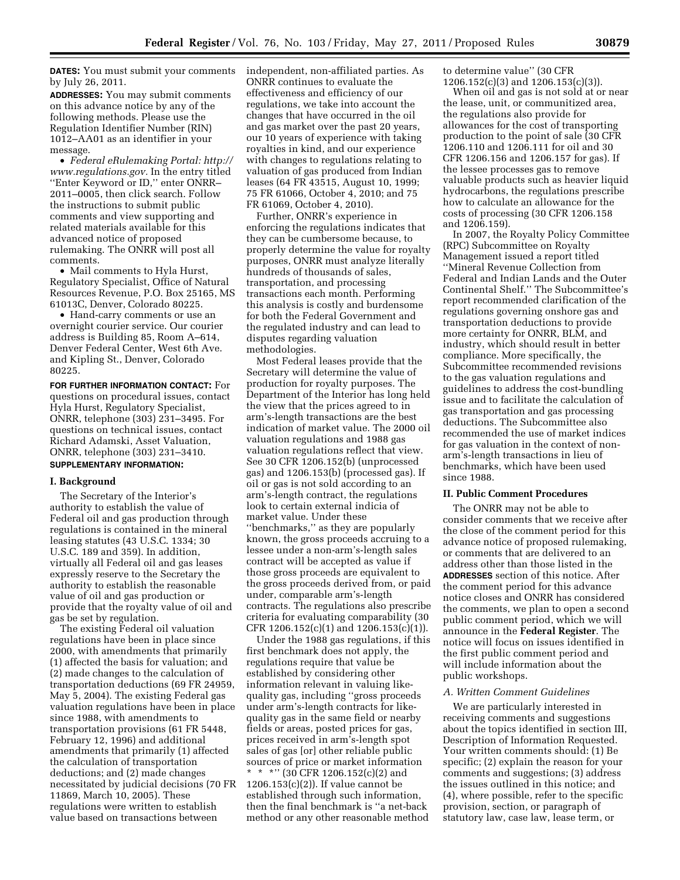**DATES:** You must submit your comments by July 26, 2011.

**ADDRESSES:** You may submit comments on this advance notice by any of the following methods. Please use the Regulation Identifier Number (RIN) 1012–AA01 as an identifier in your message.

- *Federal eRulemaking Portal: http://www.regulations.gov.* In the entry titled ''Enter Keyword or ID,'' enter ONRR–2011–0005, then click search. Follow the instructions to submit public comments and view supporting and related materials available for this advanced notice of proposed rulemaking. The ONRR will post all comments.
- Mail comments to Hyla Hurst, Regulatory Specialist, Office of Natural Resources Revenue, P.O. Box 25165, MS 61013C, Denver, Colorado 80225.
- Hand-carry comments or use an overnight courier service. Our courier address is Building 85, Room A–614, Denver Federal Center, West 6th Ave. and Kipling St., Denver, Colorado 80225.

**FOR FURTHER INFORMATION CONTACT:** For questions on procedural issues, contact Hyla Hurst, Regulatory Specialist, ONRR, telephone (303) 231–3495. For questions on technical issues, contact Richard Adamski, Asset Valuation, ONRR, telephone (303) 231–3410.

**SUPPLEMENTARY INFORMATION:**

## I. Background

The Secretary of the Interior's authority to establish the value of Federal oil and gas production through regulations is contained in the mineral leasing statutes (43 U.S.C. 1334; 30 U.S.C. 189 and 359). In addition, virtually all Federal oil and gas leases expressly reserve to the Secretary the authority to establish the reasonable value of oil and gas production or provide that the royalty value of oil and gas be set by regulation.

The existing Federal oil valuation regulations have been in place since 2000, with amendments that primarily (1) affected the basis for valuation; and (2) made changes to the calculation of transportation deductions (69 FR 24959, May 5, 2004). The existing Federal gas valuation regulations have been in place since 1988, with amendments to transportation provisions (61 FR 5448, February 12, 1996) and additional amendments that primarily (1) affected the calculation of transportation deductions; and (2) made changes necessitated by judicial decisions (70 FR 11869, March 10, 2005). These regulations were written to establish value based on transactions between independent, non-affiliated parties. As ONRR continues to evaluate the effectiveness and efficiency of our regulations, we take into account the changes that have occurred in the oil and gas market over the past 20 years, our 10 years of experience with taking royalties in kind, and our experience with changes to regulations relating to valuation of gas produced from Indian leases (64 FR 43515, August 10, 1999; 75 FR 61066, October 4, 2010; and 75 FR 61069, October 4, 2010).

Further, ONRR's experience in enforcing the regulations indicates that they can be cumbersome because, to properly determine the value for royalty purposes, ONRR must analyze literally hundreds of thousands of sales, transportation, and processing transactions each month. Performing this analysis is costly and burdensome for both the Federal Government and the regulated industry and can lead to disputes regarding valuation methodologies.

Most Federal leases provide that the Secretary will determine the value of production for royalty purposes. The Department of the Interior has long held the view that the prices agreed to in arm's-length transactions are the best indication of market value. The 2000 oil valuation regulations and 1988 gas valuation regulations reflect that view. See 30 CFR 1206.152(b) (unprocessed gas) and 1206.153(b) (processed gas). If oil or gas is not sold according to an arm's-length contract, the regulations look to certain external indicia of market value. Under these ''benchmarks,'' as they are popularly known, the gross proceeds accruing to a lessee under a non-arm's-length sales contract will be accepted as value if those gross proceeds are equivalent to the gross proceeds derived from, or paid under, comparable arm's-length contracts. The regulations also prescribe criteria for evaluating comparability (30 CFR 1206.152(c)(1) and 1206.153(c)(1)).

Under the 1988 gas regulations, if this first benchmark does not apply, the regulations require that value be established by considering other information relevant in valuing like-quality gas, including ''gross proceeds under arm's-length contracts for like-quality gas in the same field or nearby fields or areas, posted prices for gas, prices received in arm's-length spot sales of gas [or] other reliable public sources of price or market information * * *'' (30 CFR 1206.152(c)(2) and 1206.153(c)(2)). If value cannot be established through such information, then the final benchmark is ''a net-back method or any other reasonable method to determine value'' (30 CFR 1206.152(c)(3) and 1206.153(c)(3)).

When oil and gas is not sold at or near the lease, unit, or communitized area, the regulations also provide for allowances for the cost of transporting production to the point of sale (30 CFR 1206.110 and 1206.111 for oil and 30 CFR 1206.156 and 1206.157 for gas). If the lessee processes gas to remove valuable products such as heavier liquid hydrocarbons, the regulations prescribe how to calculate an allowance for the costs of processing (30 CFR 1206.158 and 1206.159).

In 2007, the Royalty Policy Committee (RPC) Subcommittee on Royalty Management issued a report titled ''Mineral Revenue Collection from Federal and Indian Lands and the Outer Continental Shelf.'' The Subcommittee's report recommended clarification of the regulations governing onshore gas and transportation deductions to provide more certainty for ONRR, BLM, and industry, which should result in better compliance. More specifically, the Subcommittee recommended revisions to the gas valuation regulations and guidelines to address the cost-bundling issue and to facilitate the calculation of gas transportation and gas processing deductions. The Subcommittee also recommended the use of market indices for gas valuation in the context of non-arm's-length transactions in lieu of benchmarks, which have been used since 1988.

## II. Public Comment Procedures

The ONRR may not be able to consider comments that we receive after the close of the comment period for this advance notice of proposed rulemaking, or comments that are delivered to an address other than those listed in the **ADDRESSES** section of this notice. After the comment period for this advance notice closes and ONRR has considered the comments, we plan to open a second public comment period, which we will announce in the **Federal Register**. The notice will focus on issues identified in the first public comment period and will include information about the public workshops.

### *A. Written Comment Guidelines*

We are particularly interested in receiving comments and suggestions about the topics identified in section III, Description of Information Requested. Your written comments should: (1) Be specific; (2) explain the reason for your comments and suggestions; (3) address the issues outlined in this notice; and (4), where possible, refer to the specific provision, section, or paragraph of statutory law, case law, lease term, or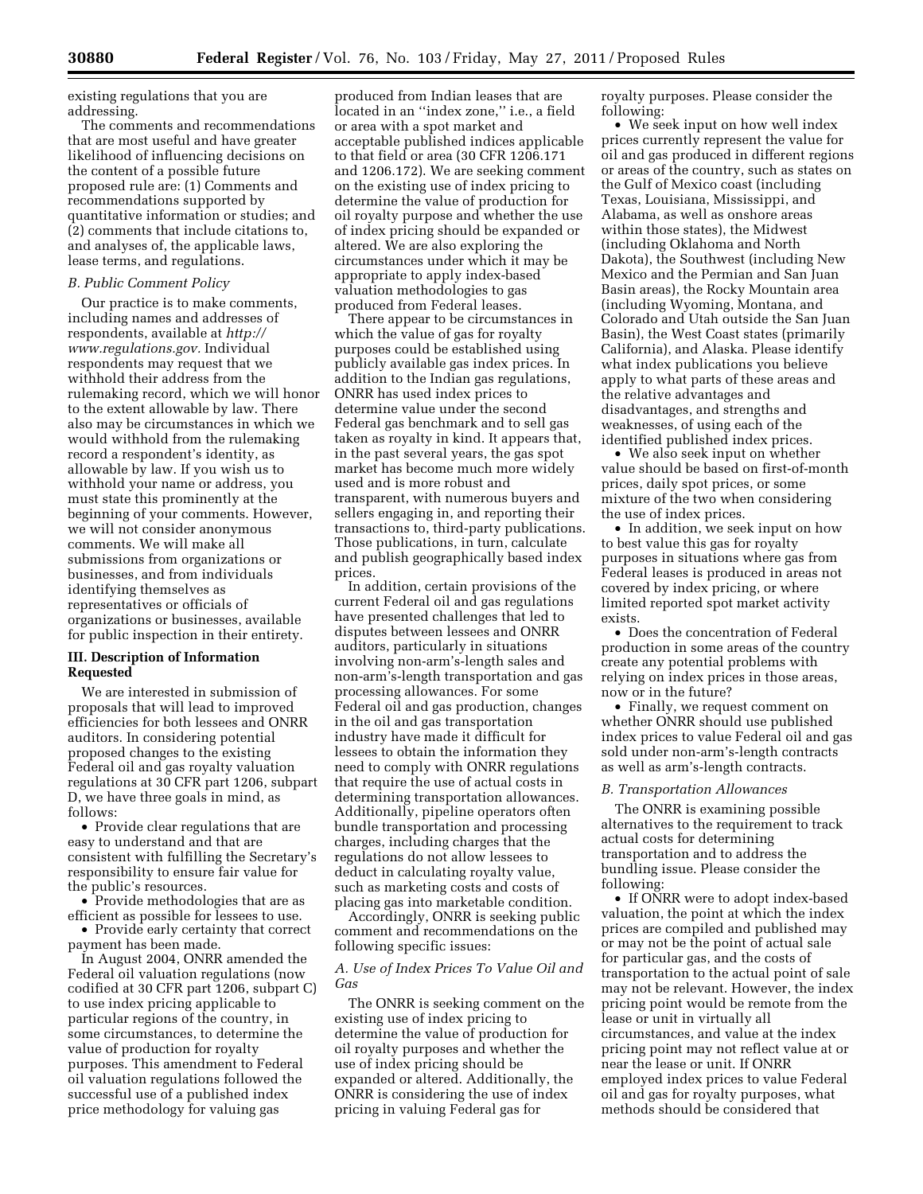existing regulations that you are addressing.

The comments and recommendations that are most useful and have greater likelihood of influencing decisions on the content of a possible future proposed rule are: (1) Comments and recommendations supported by quantitative information or studies; and (2) comments that include citations to, and analyses of, the applicable laws, lease terms, and regulations.

### *B. Public Comment Policy*

Our practice is to make comments, including names and addresses of respondents, available at *http://www.regulations.gov.* Individual respondents may request that we withhold their address from the rulemaking record, which we will honor to the extent allowable by law. There also may be circumstances in which we would withhold from the rulemaking record a respondent's identity, as allowable by law. If you wish us to withhold your name or address, you must state this prominently at the beginning of your comments. However, we will not consider anonymous comments. We will make all submissions from organizations or businesses, and from individuals identifying themselves as representatives or officials of organizations or businesses, available for public inspection in their entirety.

## III. Description of Information Requested

We are interested in submission of proposals that will lead to improved efficiencies for both lessees and ONRR auditors. In considering potential proposed changes to the existing Federal oil and gas royalty valuation regulations at 30 CFR part 1206, subpart D, we have three goals in mind, as follows:

- Provide clear regulations that are easy to understand and that are consistent with fulfilling the Secretary's responsibility to ensure fair value for the public's resources.
- Provide methodologies that are as efficient as possible for lessees to use.
- Provide early certainty that correct payment has been made.

In August 2004, ONRR amended the Federal oil valuation regulations (now codified at 30 CFR part 1206, subpart C) to use index pricing applicable to particular regions of the country, in some circumstances, to determine the value of production for royalty purposes. This amendment to Federal oil valuation regulations followed the successful use of a published index price methodology for valuing gas produced from Indian leases that are located in an ''index zone,'' i.e., a field or area with a spot market and acceptable published indices applicable to that field or area (30 CFR 1206.171 and 1206.172). We are seeking comment on the existing use of index pricing to determine the value of production for oil royalty purpose and whether the use of index pricing should be expanded or altered. We are also exploring the circumstances under which it may be appropriate to apply index-based valuation methodologies to gas produced from Federal leases.

There appear to be circumstances in which the value of gas for royalty purposes could be established using publicly available gas index prices. In addition to the Indian gas regulations, ONRR has used index prices to determine value under the second Federal gas benchmark and to sell gas taken as royalty in kind. It appears that, in the past several years, the gas spot market has become much more widely used and is more robust and transparent, with numerous buyers and sellers engaging in, and reporting their transactions to, third-party publications. Those publications, in turn, calculate and publish geographically based index prices.

In addition, certain provisions of the current Federal oil and gas regulations have presented challenges that led to disputes between lessees and ONRR auditors, particularly in situations involving non-arm's-length sales and non-arm's-length transportation and gas processing allowances. For some Federal oil and gas production, changes in the oil and gas transportation industry have made it difficult for lessees to obtain the information they need to comply with ONRR regulations that require the use of actual costs in determining transportation allowances. Additionally, pipeline operators often bundle transportation and processing charges, including charges that the regulations do not allow lessees to deduct in calculating royalty value, such as marketing costs and costs of placing gas into marketable condition.

Accordingly, ONRR is seeking public comment and recommendations on the following specific issues:

### *A. Use of Index Prices To Value Oil and Gas*

The ONRR is seeking comment on the existing use of index pricing to determine the value of production for oil royalty purposes and whether the use of index pricing should be expanded or altered. Additionally, the ONRR is considering the use of index pricing in valuing Federal gas for royalty purposes. Please consider the following:

- We seek input on how well index prices currently represent the value for oil and gas produced in different regions or areas of the country, such as states on the Gulf of Mexico coast (including Texas, Louisiana, Mississippi, and Alabama, as well as onshore areas within those states), the Midwest (including Oklahoma and North Dakota), the Southwest (including New Mexico and the Permian and San Juan Basin areas), the Rocky Mountain area (including Wyoming, Montana, and Colorado and Utah outside the San Juan Basin), the West Coast states (primarily California), and Alaska. Please identify what index publications you believe apply to what parts of these areas and the relative advantages and disadvantages, and strengths and weaknesses, of using each of the identified published index prices.
- We also seek input on whether value should be based on first-of-month prices, daily spot prices, or some mixture of the two when considering the use of index prices.
- In addition, we seek input on how to best value this gas for royalty purposes in situations where gas from Federal leases is produced in areas not covered by index pricing, or where limited reported spot market activity exists.
- Does the concentration of Federal production in some areas of the country create any potential problems with relying on index prices in those areas, now or in the future?
- Finally, we request comment on whether ONRR should use published index prices to value Federal oil and gas sold under non-arm's-length contracts as well as arm's-length contracts.

### *B. Transportation Allowances*

The ONRR is examining possible alternatives to the requirement to track actual costs for determining transportation and to address the bundling issue. Please consider the following:

- If ONRR were to adopt index-based valuation, the point at which the index prices are compiled and published may or may not be the point of actual sale for particular gas, and the costs of transportation to the actual point of sale may not be relevant. However, the index pricing point would be remote from the lease or unit in virtually all circumstances, and value at the index pricing point may not reflect value at or near the lease or unit. If ONRR employed index prices to value Federal oil and gas for royalty purposes, what methods should be considered that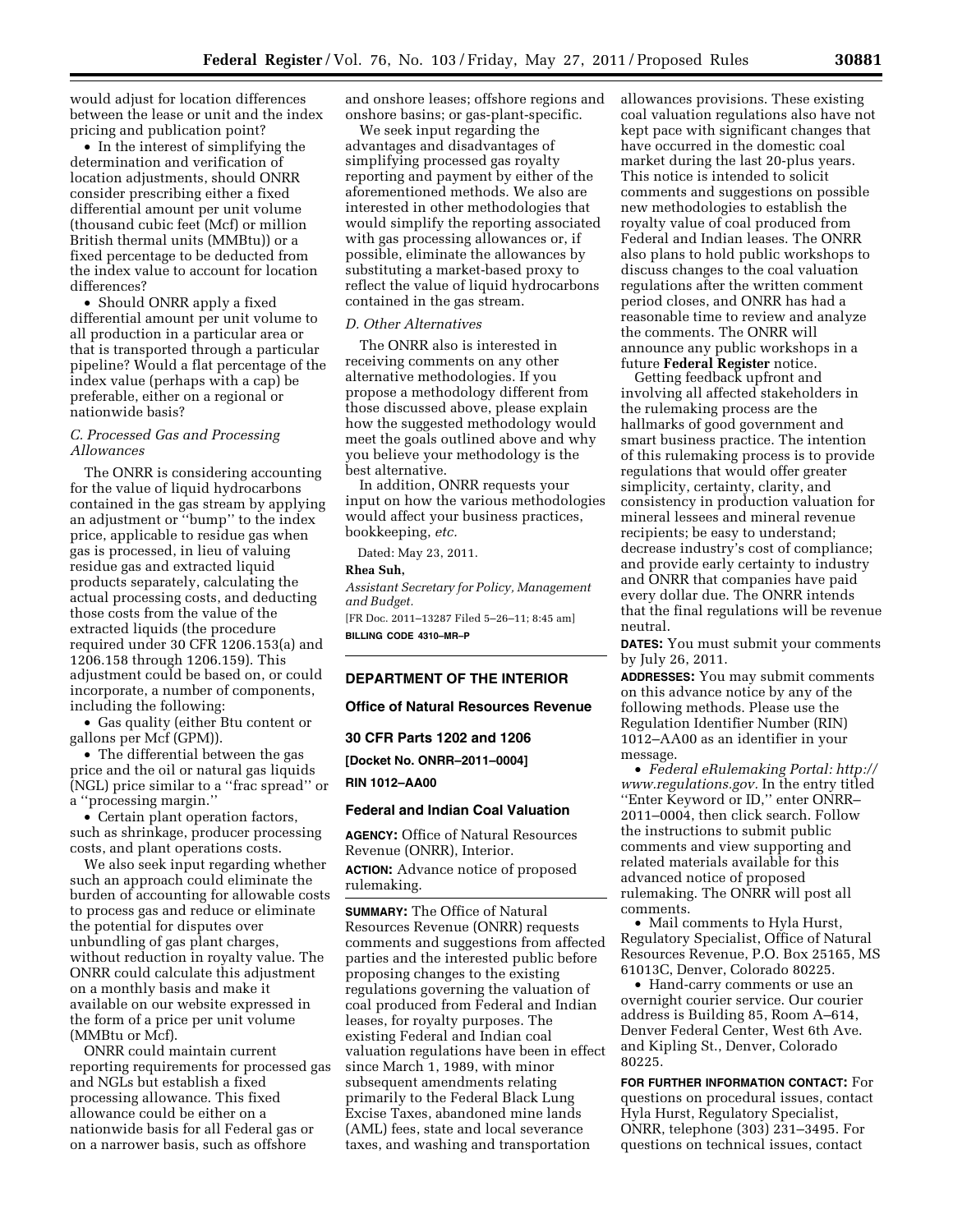would adjust for location differences between the lease or unit and the index pricing and publication point?

• In the interest of simplifying the determination and verification of location adjustments, should ONRR consider prescribing either a fixed differential amount per unit volume (thousand cubic feet (Mcf) or million British thermal units (MMBtu)) or a fixed percentage to be deducted from the index value to account for location differences?

• Should ONRR apply a fixed differential amount per unit volume to all production in a particular area or that is transported through a particular pipeline? Would a flat percentage of the index value (perhaps with a cap) be preferable, either on a regional or nationwide basis?

### *C. Processed Gas and Processing Allowances*

The ONRR is considering accounting for the value of liquid hydrocarbons contained in the gas stream by applying an adjustment or ''bump'' to the index price, applicable to residue gas when gas is processed, in lieu of valuing residue gas and extracted liquid products separately, calculating the actual processing costs, and deducting those costs from the value of the extracted liquids (the procedure required under 30 CFR 1206.153(a) and 1206.158 through 1206.159). This adjustment could be based on, or could incorporate, a number of components, including the following:

• Gas quality (either Btu content or gallons per Mcf (GPM)).

• The differential between the gas price and the oil or natural gas liquids (NGL) price similar to a ''frac spread'' or a ''processing margin.''

• Certain plant operation factors, such as shrinkage, producer processing costs, and plant operations costs.

We also seek input regarding whether such an approach could eliminate the burden of accounting for allowable costs to process gas and reduce or eliminate the potential for disputes over unbundling of gas plant charges, without reduction in royalty value. The ONRR could calculate this adjustment on a monthly basis and make it available on our website expressed in the form of a price per unit volume (MMBtu or Mcf).

ONRR could maintain current reporting requirements for processed gas and NGLs but establish a fixed processing allowance. This fixed allowance could be either on a nationwide basis for all Federal gas or on a narrower basis, such as offshore and onshore leases; offshore regions and onshore basins; or gas-plant-specific.

We seek input regarding the advantages and disadvantages of simplifying processed gas royalty reporting and payment by either of the aforementioned methods. We also are interested in other methodologies that would simplify the reporting associated with gas processing allowances or, if possible, eliminate the allowances by substituting a market-based proxy to reflect the value of liquid hydrocarbons contained in the gas stream.

### *D. Other Alternatives*

The ONRR also is interested in receiving comments on any other alternative methodologies. If you propose a methodology different from those discussed above, please explain how the suggested methodology would meet the goals outlined above and why you believe your methodology is the best alternative.

In addition, ONRR requests your input on how the various methodologies would affect your business practices, bookkeeping, *etc.*

Dated: May 23, 2011.

**Rhea Suh,**

*Assistant Secretary for Policy, Management and Budget.*

[FR Doc. 2011–13287 Filed 5–26–11; 8:45 am]

**BILLING CODE 4310–MR–P**

---

## DEPARTMENT OF THE INTERIOR

### Office of Natural Resources Revenue

**30 CFR Parts 1202 and 1206**

**[Docket No. ONRR–2011–0004]**

**RIN 1012–AA00**

### Federal and Indian Coal Valuation

**AGENCY:** Office of Natural Resources Revenue (ONRR), Interior.

**ACTION:** Advance notice of proposed rulemaking.

**SUMMARY:** The Office of Natural Resources Revenue (ONRR) requests comments and suggestions from affected parties and the interested public before proposing changes to the existing regulations governing the valuation of coal produced from Federal and Indian leases, for royalty purposes. The existing Federal and Indian coal valuation regulations have been in effect since March 1, 1989, with minor subsequent amendments relating primarily to the Federal Black Lung Excise Taxes, abandoned mine lands (AML) fees, state and local severance taxes, and washing and transportation allowances provisions. These existing coal valuation regulations also have not kept pace with significant changes that have occurred in the domestic coal market during the last 20-plus years. This notice is intended to solicit comments and suggestions on possible new methodologies to establish the royalty value of coal produced from Federal and Indian leases. The ONRR also plans to hold public workshops to discuss changes to the coal valuation regulations after the written comment period closes, and ONRR has had a reasonable time to review and analyze the comments. The ONRR will announce any public workshops in a future **Federal Register** notice.

Getting feedback upfront and involving all affected stakeholders in the rulemaking process are the hallmarks of good government and smart business practice. The intention of this rulemaking process is to provide regulations that would offer greater simplicity, certainty, clarity, and consistency in production valuation for mineral lessees and mineral revenue recipients; be easy to understand; decrease industry's cost of compliance; and provide early certainty to industry and ONRR that companies have paid every dollar due. The ONRR intends that the final regulations will be revenue neutral.

**DATES:** You must submit your comments by July 26, 2011.

**ADDRESSES:** You may submit comments on this advance notice by any of the following methods. Please use the Regulation Identifier Number (RIN) 1012–AA00 as an identifier in your message.

• *Federal eRulemaking Portal: http://www.regulations.gov.* In the entry titled ''Enter Keyword or ID,'' enter ONRR–2011–0004, then click search. Follow the instructions to submit public comments and view supporting and related materials available for this advanced notice of proposed rulemaking. The ONRR will post all comments.

• Mail comments to Hyla Hurst, Regulatory Specialist, Office of Natural Resources Revenue, P.O. Box 25165, MS 61013C, Denver, Colorado 80225.

• Hand-carry comments or use an overnight courier service. Our courier address is Building 85, Room A–614, Denver Federal Center, West 6th Ave. and Kipling St., Denver, Colorado 80225.

**FOR FURTHER INFORMATION CONTACT:** For questions on procedural issues, contact Hyla Hurst, Regulatory Specialist, ONRR, telephone (303) 231–3495. For questions on technical issues, contact